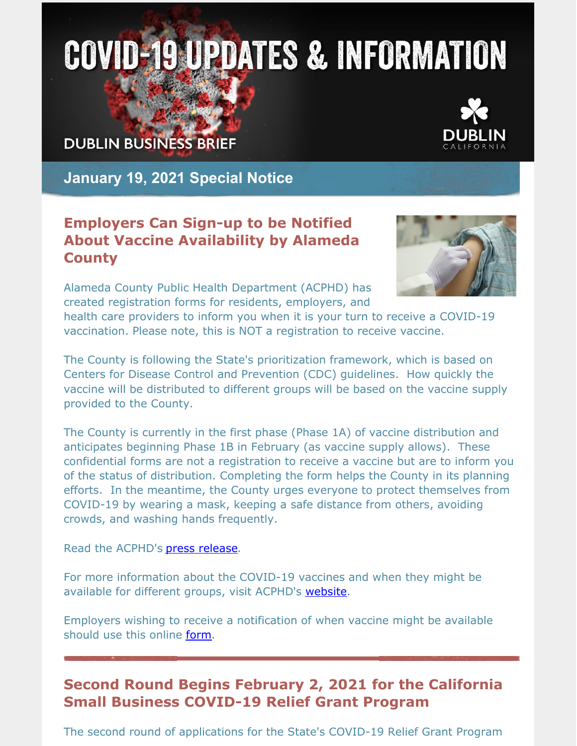# COVID-19 UPDATES & INFORMATION

DUBLIN BUSINESS BRIEF

DUBLIN CALIFORNIA

## January 19, 2021 Special Notice

### Employers Can Sign-up to be Notified About Vaccine Availability by Alameda County

Alameda County Public Health Department (ACPHD) has created registration forms for residents, employers, and health care providers to inform you when it is your turn to receive a COVID-19 vaccination. Please note, this is NOT a registration to receive vaccine.

The County is following the State's prioritization framework, which is based on Centers for Disease Control and Prevention (CDC) guidelines. How quickly the vaccine will be distributed to different groups will be based on the vaccine supply provided to the County.

The County is currently in the first phase (Phase 1A) of vaccine distribution and anticipates beginning Phase 1B in February (as vaccine supply allows). These confidential forms are not a registration to receive a vaccine but are to inform you of the status of distribution. Completing the form helps the County in its planning efforts. In the meantime, the County urges everyone to protect themselves from COVID-19 by wearing a mask, keeping a safe distance from others, avoiding crowds, and washing hands frequently.

Read the ACPHD's press release.

For more information about the COVID-19 vaccines and when they might be available for different groups, visit ACPHD's website.

Employers wishing to receive a notification of when vaccine might be available should use this online form.

---

### Second Round Begins February 2, 2021 for the California Small Business COVID-19 Relief Grant Program

The second round of applications for the State's COVID-19 Relief Grant Program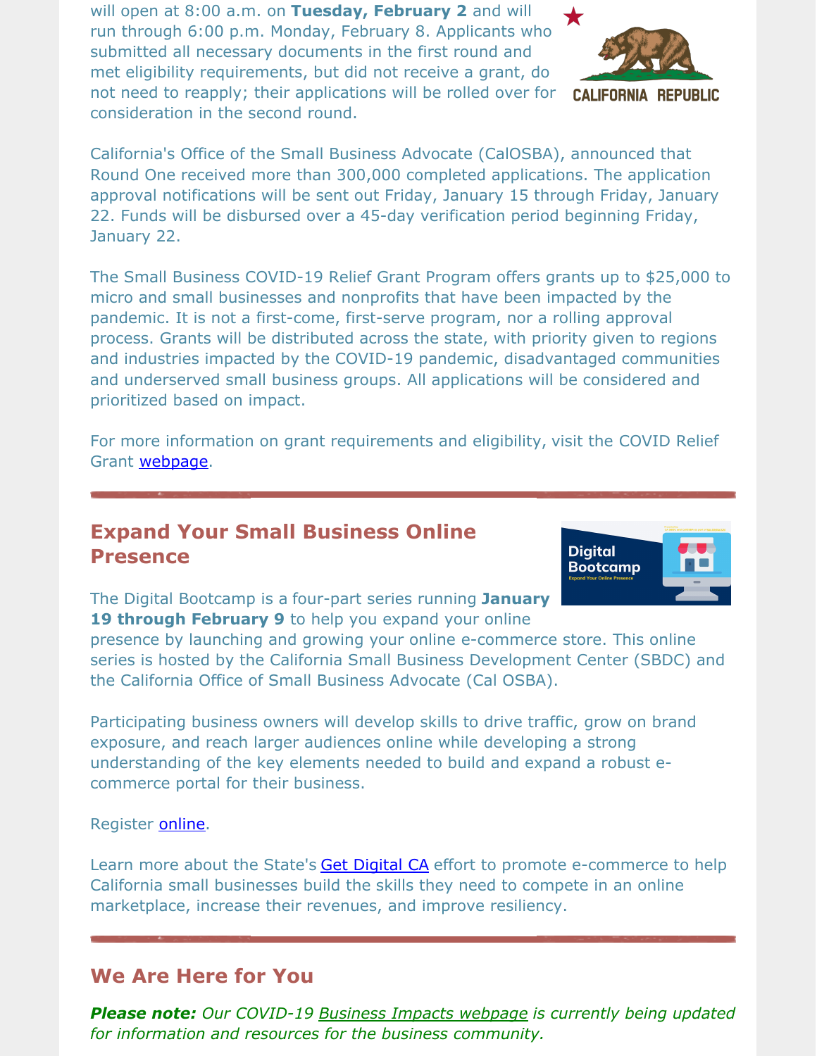will open at 8:00 a.m. on **Tuesday, February 2** and will run through 6:00 p.m. Monday, February 8. Applicants who submitted all necessary documents in the first round and met eligibility requirements, but did not receive a grant, do not need to reapply; their applications will be rolled over for consideration in the second round.

California's Office of the Small Business Advocate (CalOSBA), announced that Round One received more than 300,000 completed applications. The application approval notifications will be sent out Friday, January 15 through Friday, January 22. Funds will be disbursed over a 45-day verification period beginning Friday, January 22.

The Small Business COVID-19 Relief Grant Program offers grants up to $25,000 to micro and small businesses and nonprofits that have been impacted by the pandemic. It is not a first-come, first-serve program, nor a rolling approval process. Grants will be distributed across the state, with priority given to regions and industries impacted by the COVID-19 pandemic, disadvantaged communities and underserved small business groups. All applications will be considered and prioritized based on impact.

For more information on grant requirements and eligibility, visit the COVID Relief Grant webpage.

## Expand Your Small Business Online Presence

The Digital Bootcamp is a four-part series running **January 19 through February 9** to help you expand your online presence by launching and growing your online e-commerce store. This online series is hosted by the California Small Business Development Center (SBDC) and the California Office of Small Business Advocate (Cal OSBA).

Participating business owners will develop skills to drive traffic, grow on brand exposure, and reach larger audiences online while developing a strong understanding of the key elements needed to build and expand a robust e-commerce portal for their business.

Register online.

Learn more about the State's Get Digital CA effort to promote e-commerce to help California small businesses build the skills they need to compete in an online marketplace, increase their revenues, and improve resiliency.

## We Are Here for You

***Please note:*** *Our COVID-19 Business Impacts webpage is currently being updated for information and resources for the business community.*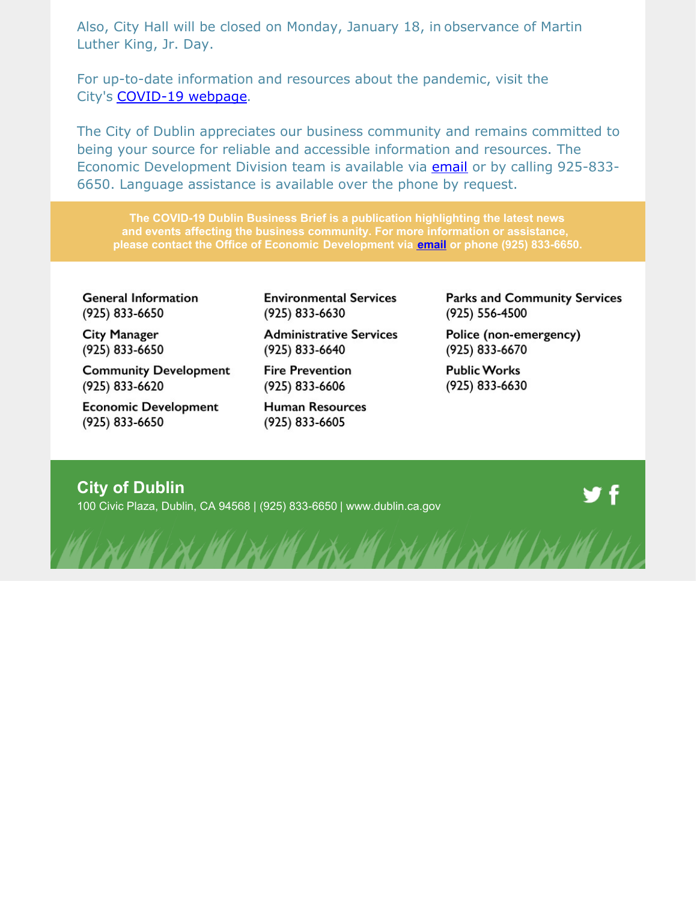Also, City Hall will be closed on Monday, January 18, in observance of Martin Luther King, Jr. Day.

For up-to-date information and resources about the pandemic, visit the City's COVID-19 webpage.

The City of Dublin appreciates our business community and remains committed to being your source for reliable and accessible information and resources. The Economic Development Division team is available via email or by calling 925-833-6650. Language assistance is available over the phone by request.

**The COVID-19 Dublin Business Brief is a publication highlighting the latest news and events affecting the business community. For more information or assistance, please contact the Office of Economic Development via email or phone (925) 833-6650.**

**General Information**
(925) 833-6650

**City Manager**
(925) 833-6650

**Community Development**
(925) 833-6620

**Economic Development**
(925) 833-6650

**Environmental Services**
(925) 833-6630

**Administrative Services**
(925) 833-6640

**Fire Prevention**
(925) 833-6606

**Human Resources**
(925) 833-6605

**Parks and Community Services**
(925) 556-4500

**Police (non-emergency)**
(925) 833-6670

**Public Works**
(925) 833-6630

**City of Dublin**
100 Civic Plaza, Dublin, CA 94568 | (925) 833-6650 | www.dublin.ca.gov